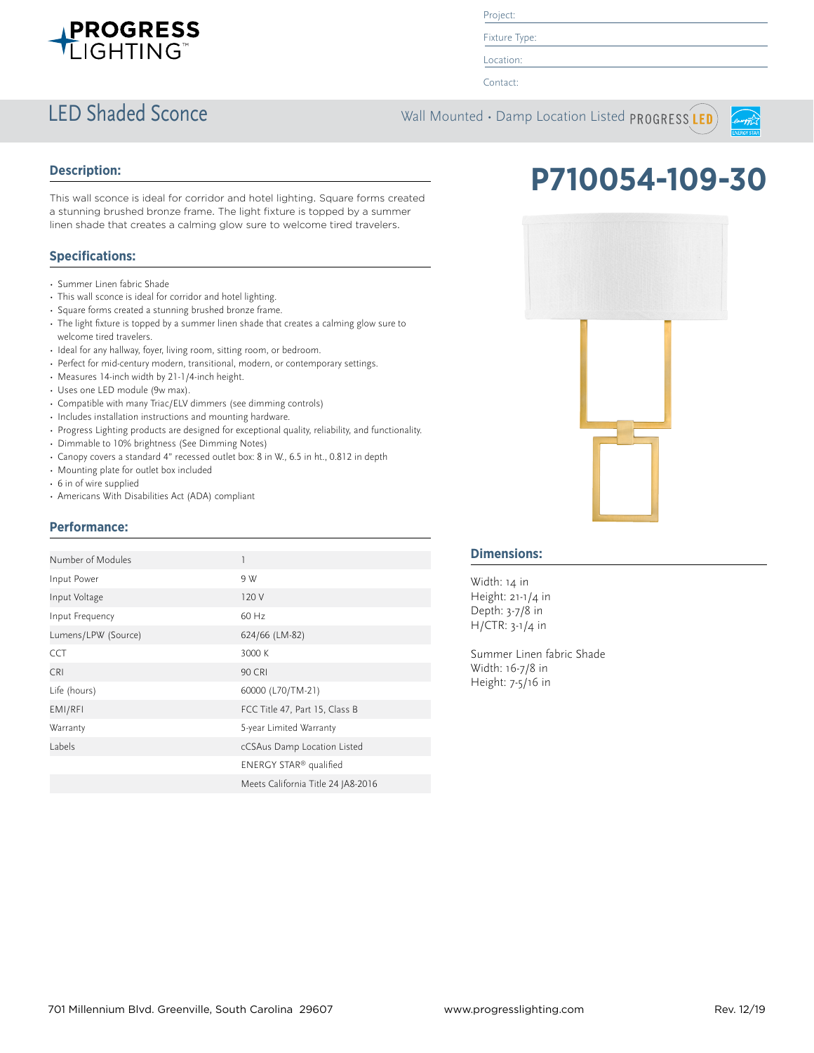PROGRESS LIGHTING™

Project:

Fixture Type:

Location:

Contact:

# LED Shaded Sconce

Wall Mounted • Damp Location Listed PROGRESS LED

# P710054-109-30

## Description:

This wall sconce is ideal for corridor and hotel lighting. Square forms created a stunning brushed bronze frame. The light fixture is topped by a summer linen shade that creates a calming glow sure to welcome tired travelers.

## Specifications:

- Summer Linen fabric Shade
- This wall sconce is ideal for corridor and hotel lighting.
- Square forms created a stunning brushed bronze frame.
- The light fixture is topped by a summer linen shade that creates a calming glow sure to welcome tired travelers.
- Ideal for any hallway, foyer, living room, sitting room, or bedroom.
- Perfect for mid-century modern, transitional, modern, or contemporary settings.
- Measures 14-inch width by 21-1/4-inch height.
- Uses one LED module (9w max).
- Compatible with many Triac/ELV dimmers (see dimming controls)
- Includes installation instructions and mounting hardware.
- Progress Lighting products are designed for exceptional quality, reliability, and functionality.
- Dimmable to 10% brightness (See Dimming Notes)
- Canopy covers a standard 4" recessed outlet box: 8 in W., 6.5 in ht., 0.812 in depth
- Mounting plate for outlet box included
- 6 in of wire supplied
- Americans With Disabilities Act (ADA) compliant

## Performance:

| | |
|---|---|
| Number of Modules | 1 |
| Input Power | 9 W |
| Input Voltage | 120 V |
| Input Frequency | 60 Hz |
| Lumens/LPW (Source) | 624/66 (LM-82) |
| CCT | 3000 K |
| CRI | 90 CRI |
| Life (hours) | 60000 (L70/TM-21) |
| EMI/RFI | FCC Title 47, Part 15, Class B |
| Warranty | 5-year Limited Warranty |
| Labels | cCSAus Damp Location Listed |
| | ENERGY STAR® qualified |
| | Meets California Title 24 JA8-2016 |

## Dimensions:

Width: 14 in
Height: 21-1/4 in
Depth: 3-7/8 in
H/CTR: 3-1/4 in

Summer Linen fabric Shade
Width: 16-7/8 in
Height: 7-5/16 in

701 Millennium Blvd. Greenville, South Carolina 29607 | www.progresslighting.com | Rev. 12/19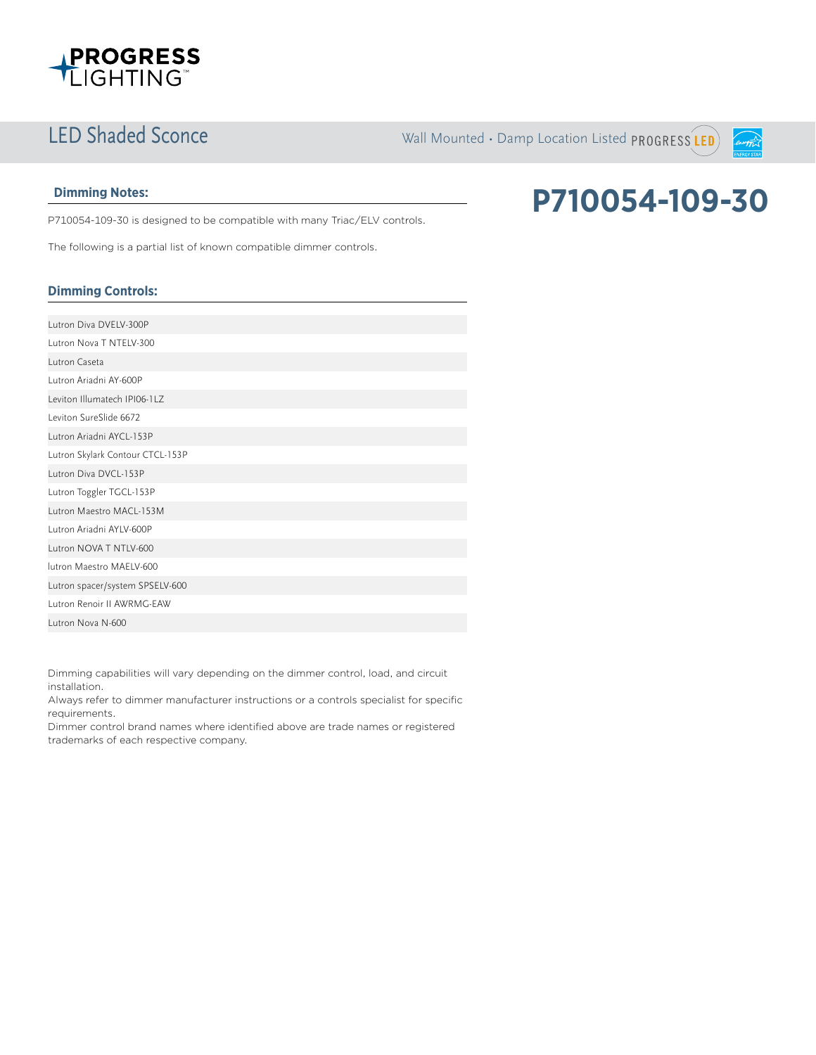# LED Shaded Sconce

Wall Mounted • Damp Location Listed

# P710054-109-30

## Dimming Notes:

P710054-109-30 is designed to be compatible with many Triac/ELV controls.

The following is a partial list of known compatible dimmer controls.

## Dimming Controls:

| |
|---|
| Lutron Diva DVELV-300P |
| Lutron Nova T NTELV-300 |
| Lutron Caseta |
| Lutron Ariadni AY-600P |
| Leviton Illumatech IPI06-1LZ |
| Leviton SureSlide 6672 |
| Lutron Ariadni AYCL-153P |
| Lutron Skylark Contour CTCL-153P |
| Lutron Diva DVCL-153P |
| Lutron Toggler TGCL-153P |
| Lutron Maestro MACL-153M |
| Lutron Ariadni AYLV-600P |
| Lutron NOVA T NTLV-600 |
| lutron Maestro MAELV-600 |
| Lutron spacer/system SPSELV-600 |
| Lutron Renoir II AWRMG-EAW |
| Lutron Nova N-600 |

Dimming capabilities will vary depending on the dimmer control, load, and circuit installation.
Always refer to dimmer manufacturer instructions or a controls specialist for specific requirements.
Dimmer control brand names where identified above are trade names or registered trademarks of each respective company.